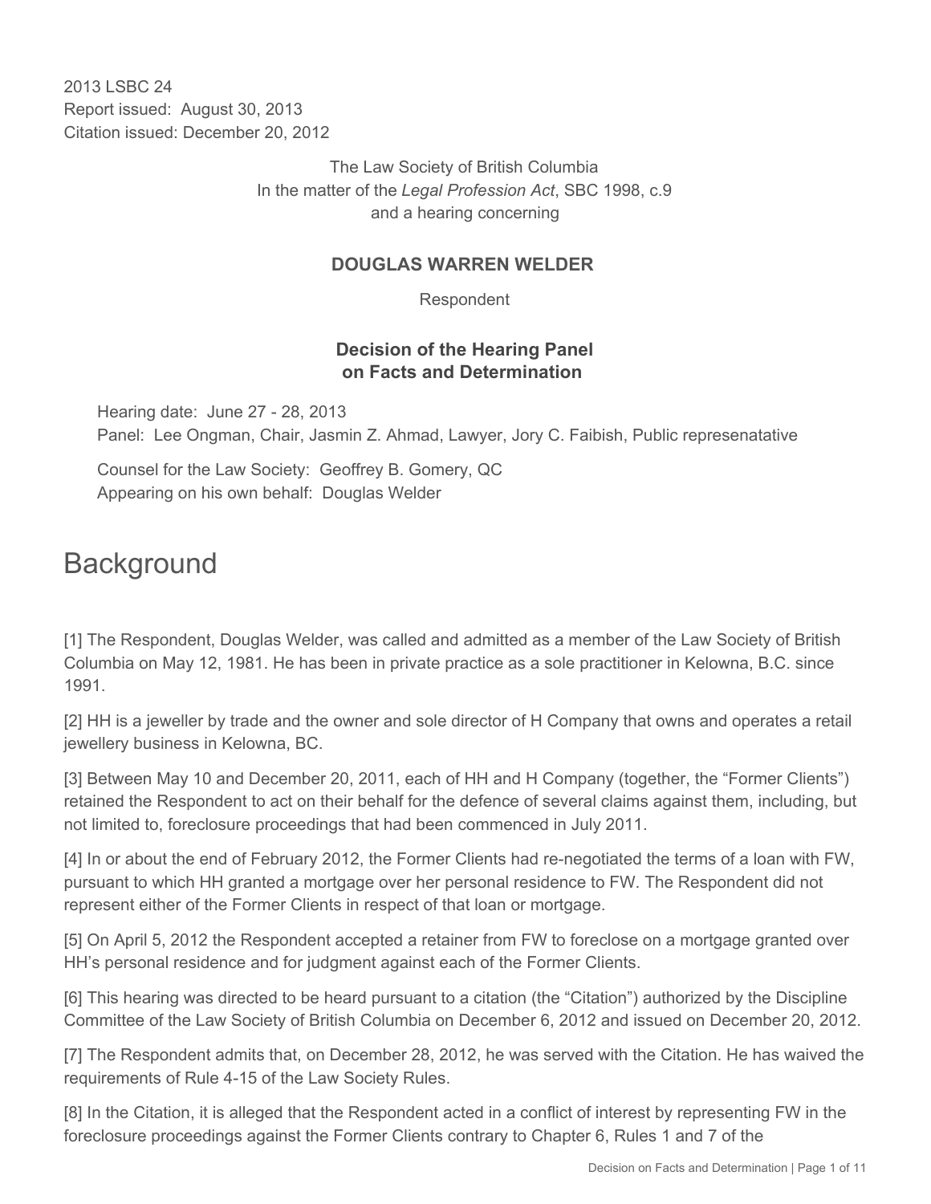2013 LSBC 24
Report issued: August 30, 2013
Citation issued: December 20, 2012

The Law Society of British Columbia
In the matter of the *Legal Profession Act*, SBC 1998, c.9
and a hearing concerning

**DOUGLAS WARREN WELDER**

Respondent

**Decision of the Hearing Panel on Facts and Determination**

Hearing date: June 27 - 28, 2013
Panel: Lee Ongman, Chair, Jasmin Z. Ahmad, Lawyer, Jory C. Faibish, Public represenatative

Counsel for the Law Society: Geoffrey B. Gomery, QC
Appearing on his own behalf: Douglas Welder

# Background

[1] The Respondent, Douglas Welder, was called and admitted as a member of the Law Society of British Columbia on May 12, 1981. He has been in private practice as a sole practitioner in Kelowna, B.C. since 1991.

[2] HH is a jeweller by trade and the owner and sole director of H Company that owns and operates a retail jewellery business in Kelowna, BC.

[3] Between May 10 and December 20, 2011, each of HH and H Company (together, the "Former Clients") retained the Respondent to act on their behalf for the defence of several claims against them, including, but not limited to, foreclosure proceedings that had been commenced in July 2011.

[4] In or about the end of February 2012, the Former Clients had re-negotiated the terms of a loan with FW, pursuant to which HH granted a mortgage over her personal residence to FW. The Respondent did not represent either of the Former Clients in respect of that loan or mortgage.

[5] On April 5, 2012 the Respondent accepted a retainer from FW to foreclose on a mortgage granted over HH's personal residence and for judgment against each of the Former Clients.

[6] This hearing was directed to be heard pursuant to a citation (the "Citation") authorized by the Discipline Committee of the Law Society of British Columbia on December 6, 2012 and issued on December 20, 2012.

[7] The Respondent admits that, on December 28, 2012, he was served with the Citation. He has waived the requirements of Rule 4-15 of the Law Society Rules.

[8] In the Citation, it is alleged that the Respondent acted in a conflict of interest by representing FW in the foreclosure proceedings against the Former Clients contrary to Chapter 6, Rules 1 and 7 of the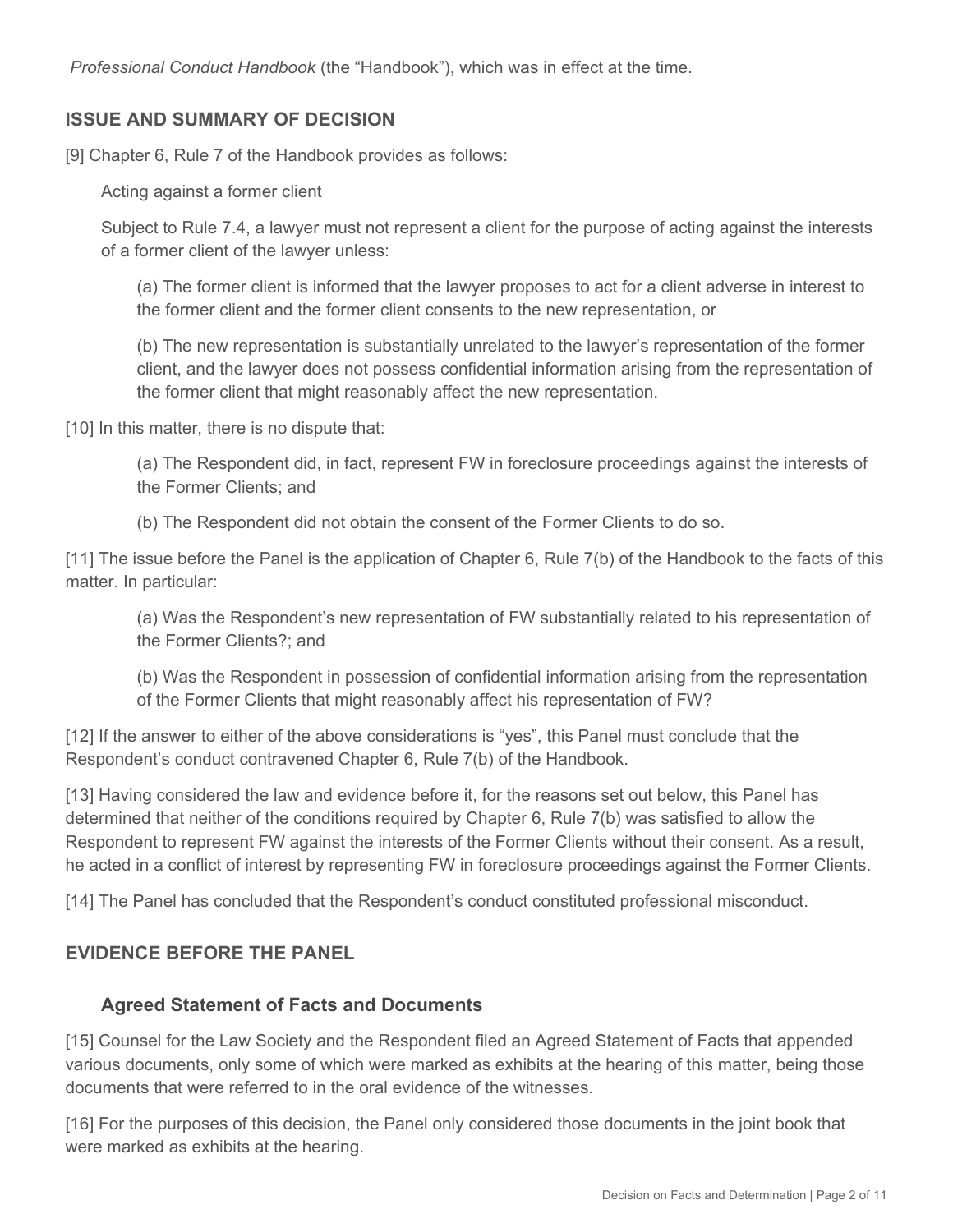*Professional Conduct Handbook* (the "Handbook"), which was in effect at the time.

## ISSUE AND SUMMARY OF DECISION

[9] Chapter 6, Rule 7 of the Handbook provides as follows:

> Acting against a former client
>
> Subject to Rule 7.4, a lawyer must not represent a client for the purpose of acting against the interests of a former client of the lawyer unless:
>
> > (a) The former client is informed that the lawyer proposes to act for a client adverse in interest to the former client and the former client consents to the new representation, or
> >
> > (b) The new representation is substantially unrelated to the lawyer's representation of the former client, and the lawyer does not possess confidential information arising from the representation of the former client that might reasonably affect the new representation.

[10] In this matter, there is no dispute that:

> (a) The Respondent did, in fact, represent FW in foreclosure proceedings against the interests of the Former Clients; and
>
> (b) The Respondent did not obtain the consent of the Former Clients to do so.

[11] The issue before the Panel is the application of Chapter 6, Rule 7(b) of the Handbook to the facts of this matter. In particular:

> (a) Was the Respondent's new representation of FW substantially related to his representation of the Former Clients?; and
>
> (b) Was the Respondent in possession of confidential information arising from the representation of the Former Clients that might reasonably affect his representation of FW?

[12] If the answer to either of the above considerations is "yes", this Panel must conclude that the Respondent's conduct contravened Chapter 6, Rule 7(b) of the Handbook.

[13] Having considered the law and evidence before it, for the reasons set out below, this Panel has determined that neither of the conditions required by Chapter 6, Rule 7(b) was satisfied to allow the Respondent to represent FW against the interests of the Former Clients without their consent. As a result, he acted in a conflict of interest by representing FW in foreclosure proceedings against the Former Clients.

[14] The Panel has concluded that the Respondent's conduct constituted professional misconduct.

## EVIDENCE BEFORE THE PANEL

### Agreed Statement of Facts and Documents

[15] Counsel for the Law Society and the Respondent filed an Agreed Statement of Facts that appended various documents, only some of which were marked as exhibits at the hearing of this matter, being those documents that were referred to in the oral evidence of the witnesses.

[16] For the purposes of this decision, the Panel only considered those documents in the joint book that were marked as exhibits at the hearing.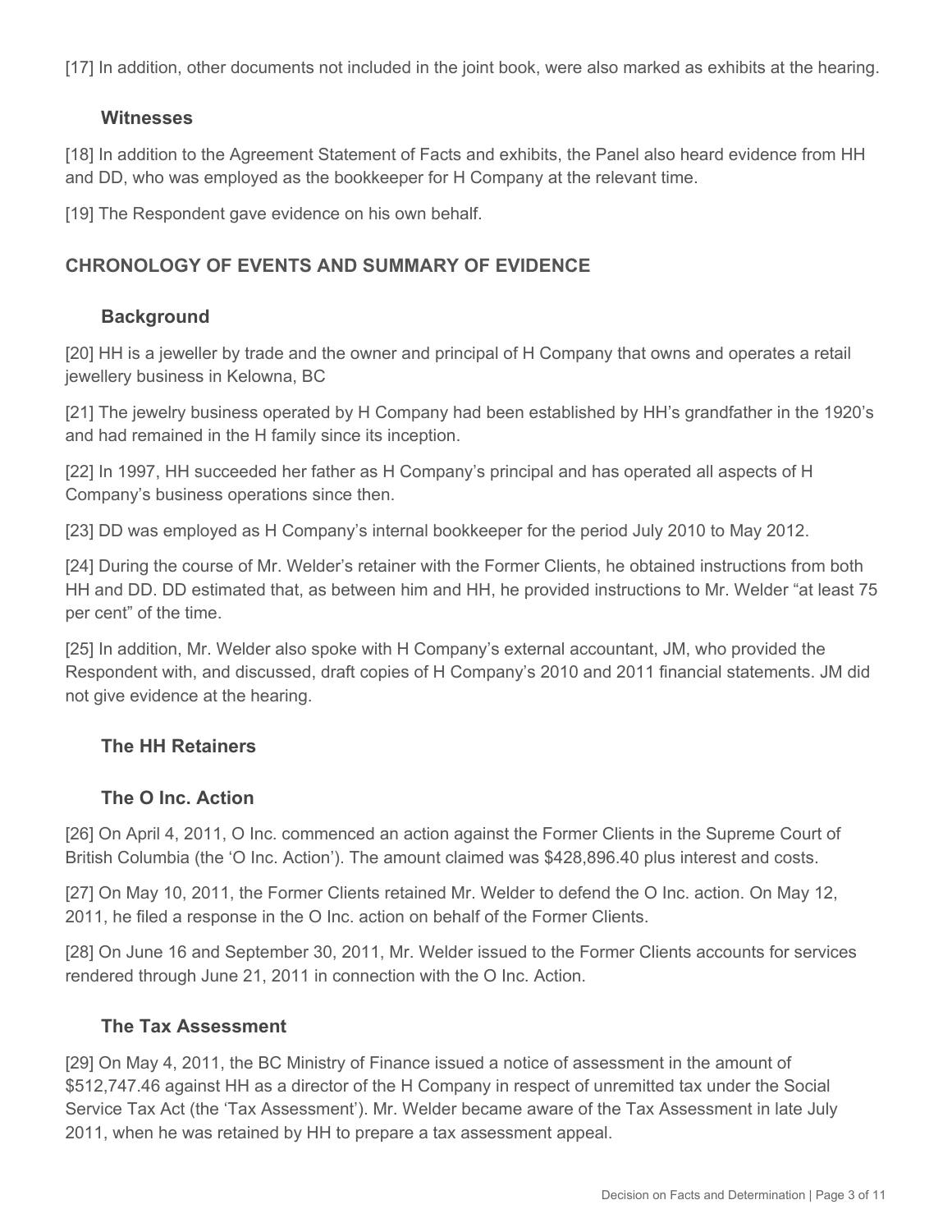[17] In addition, other documents not included in the joint book, were also marked as exhibits at the hearing.

### Witnesses

[18] In addition to the Agreement Statement of Facts and exhibits, the Panel also heard evidence from HH and DD, who was employed as the bookkeeper for H Company at the relevant time.

[19] The Respondent gave evidence on his own behalf.

## CHRONOLOGY OF EVENTS AND SUMMARY OF EVIDENCE

### Background

[20] HH is a jeweller by trade and the owner and principal of H Company that owns and operates a retail jewellery business in Kelowna, BC

[21] The jewelry business operated by H Company had been established by HH's grandfather in the 1920's and had remained in the H family since its inception.

[22] In 1997, HH succeeded her father as H Company's principal and has operated all aspects of H Company's business operations since then.

[23] DD was employed as H Company's internal bookkeeper for the period July 2010 to May 2012.

[24] During the course of Mr. Welder's retainer with the Former Clients, he obtained instructions from both HH and DD. DD estimated that, as between him and HH, he provided instructions to Mr. Welder "at least 75 per cent" of the time.

[25] In addition, Mr. Welder also spoke with H Company's external accountant, JM, who provided the Respondent with, and discussed, draft copies of H Company's 2010 and 2011 financial statements. JM did not give evidence at the hearing.

### The HH Retainers

### The O Inc. Action

[26] On April 4, 2011, O Inc. commenced an action against the Former Clients in the Supreme Court of British Columbia (the 'O Inc. Action'). The amount claimed was $428,896.40 plus interest and costs.

[27] On May 10, 2011, the Former Clients retained Mr. Welder to defend the O Inc. action. On May 12, 2011, he filed a response in the O Inc. action on behalf of the Former Clients.

[28] On June 16 and September 30, 2011, Mr. Welder issued to the Former Clients accounts for services rendered through June 21, 2011 in connection with the O Inc. Action.

### The Tax Assessment

[29] On May 4, 2011, the BC Ministry of Finance issued a notice of assessment in the amount of $512,747.46 against HH as a director of the H Company in respect of unremitted tax under the Social Service Tax Act (the 'Tax Assessment'). Mr. Welder became aware of the Tax Assessment in late July 2011, when he was retained by HH to prepare a tax assessment appeal.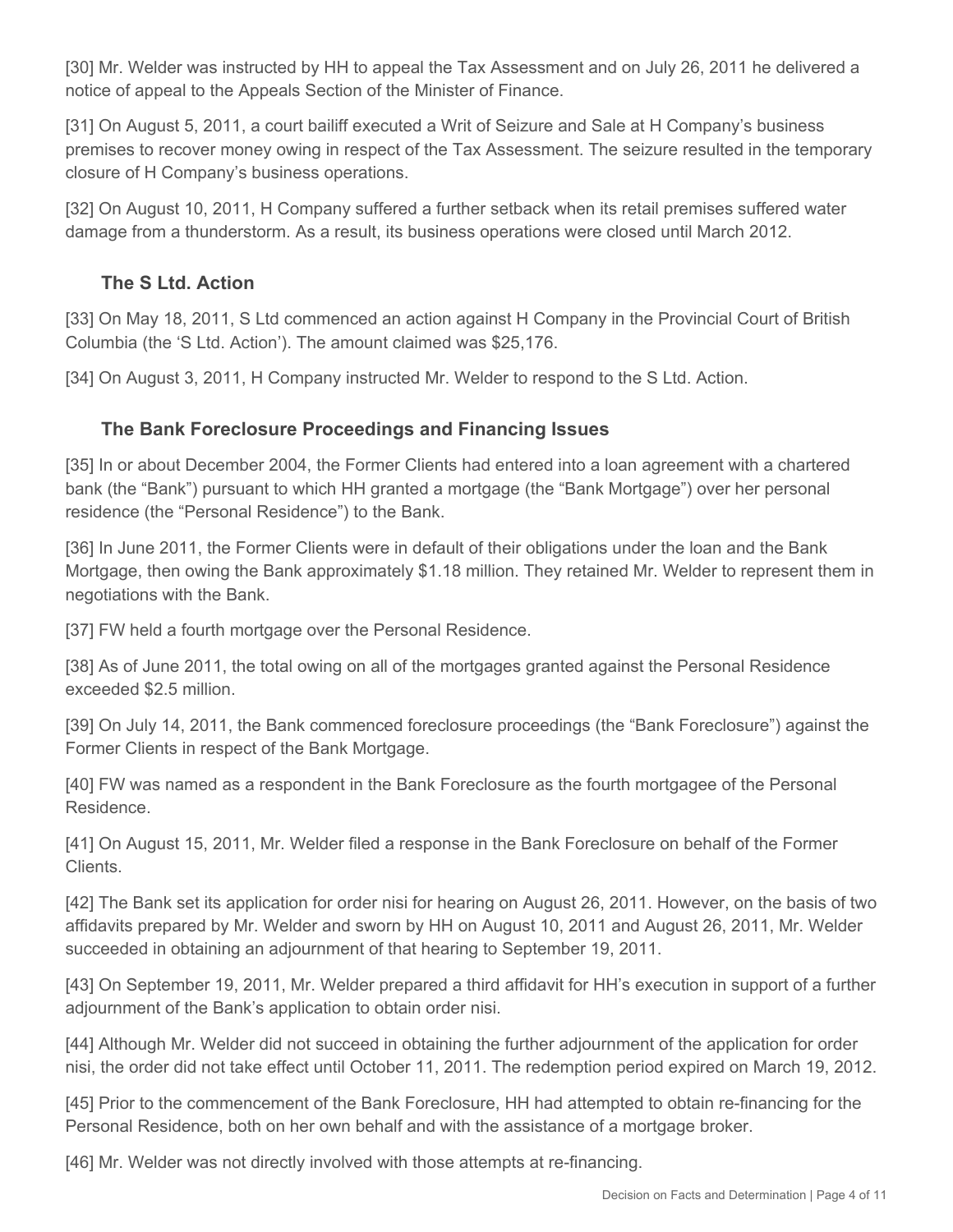[30] Mr. Welder was instructed by HH to appeal the Tax Assessment and on July 26, 2011 he delivered a notice of appeal to the Appeals Section of the Minister of Finance.

[31] On August 5, 2011, a court bailiff executed a Writ of Seizure and Sale at H Company's business premises to recover money owing in respect of the Tax Assessment. The seizure resulted in the temporary closure of H Company's business operations.

[32] On August 10, 2011, H Company suffered a further setback when its retail premises suffered water damage from a thunderstorm. As a result, its business operations were closed until March 2012.

### The S Ltd. Action

[33] On May 18, 2011, S Ltd commenced an action against H Company in the Provincial Court of British Columbia (the 'S Ltd. Action'). The amount claimed was $25,176.

[34] On August 3, 2011, H Company instructed Mr. Welder to respond to the S Ltd. Action.

### The Bank Foreclosure Proceedings and Financing Issues

[35] In or about December 2004, the Former Clients had entered into a loan agreement with a chartered bank (the "Bank") pursuant to which HH granted a mortgage (the "Bank Mortgage") over her personal residence (the "Personal Residence") to the Bank.

[36] In June 2011, the Former Clients were in default of their obligations under the loan and the Bank Mortgage, then owing the Bank approximately $1.18 million. They retained Mr. Welder to represent them in negotiations with the Bank.

[37] FW held a fourth mortgage over the Personal Residence.

[38] As of June 2011, the total owing on all of the mortgages granted against the Personal Residence exceeded $2.5 million.

[39] On July 14, 2011, the Bank commenced foreclosure proceedings (the "Bank Foreclosure") against the Former Clients in respect of the Bank Mortgage.

[40] FW was named as a respondent in the Bank Foreclosure as the fourth mortgagee of the Personal Residence.

[41] On August 15, 2011, Mr. Welder filed a response in the Bank Foreclosure on behalf of the Former Clients.

[42] The Bank set its application for order nisi for hearing on August 26, 2011. However, on the basis of two affidavits prepared by Mr. Welder and sworn by HH on August 10, 2011 and August 26, 2011, Mr. Welder succeeded in obtaining an adjournment of that hearing to September 19, 2011.

[43] On September 19, 2011, Mr. Welder prepared a third affidavit for HH's execution in support of a further adjournment of the Bank's application to obtain order nisi.

[44] Although Mr. Welder did not succeed in obtaining the further adjournment of the application for order nisi, the order did not take effect until October 11, 2011. The redemption period expired on March 19, 2012.

[45] Prior to the commencement of the Bank Foreclosure, HH had attempted to obtain re-financing for the Personal Residence, both on her own behalf and with the assistance of a mortgage broker.

[46] Mr. Welder was not directly involved with those attempts at re-financing.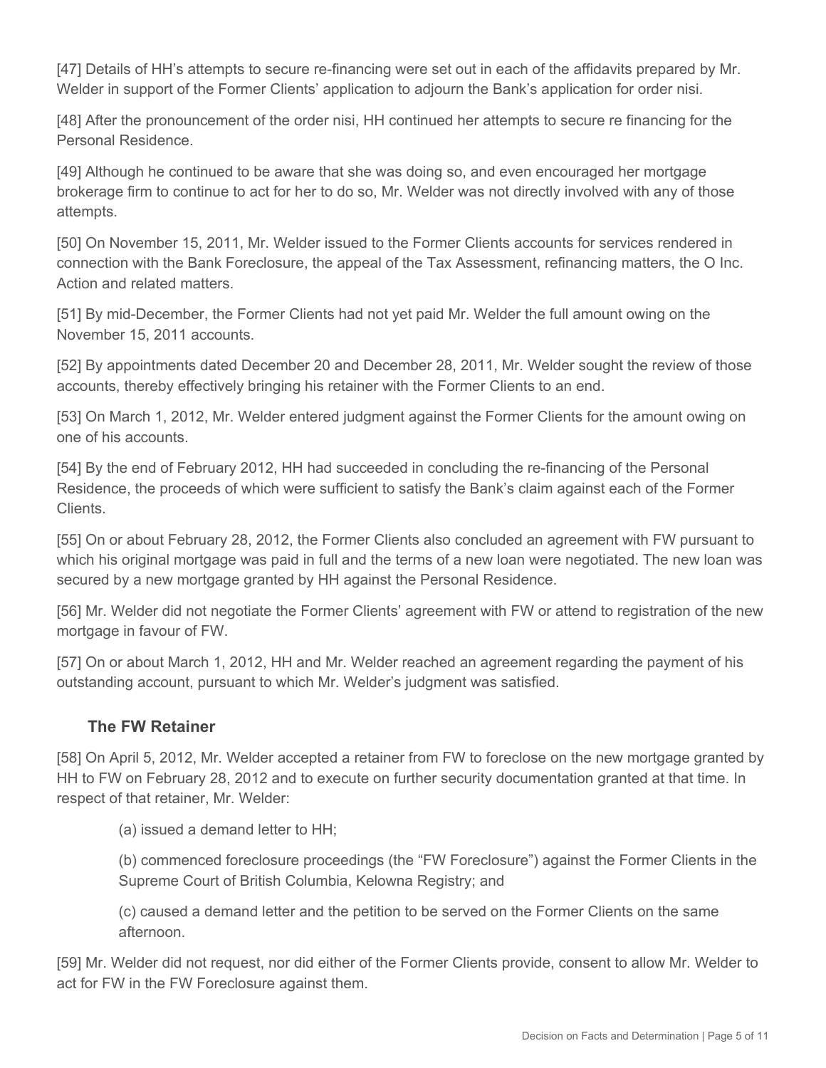[47] Details of HH's attempts to secure re-financing were set out in each of the affidavits prepared by Mr. Welder in support of the Former Clients' application to adjourn the Bank's application for order nisi.

[48] After the pronouncement of the order nisi, HH continued her attempts to secure re financing for the Personal Residence.

[49] Although he continued to be aware that she was doing so, and even encouraged her mortgage brokerage firm to continue to act for her to do so, Mr. Welder was not directly involved with any of those attempts.

[50] On November 15, 2011, Mr. Welder issued to the Former Clients accounts for services rendered in connection with the Bank Foreclosure, the appeal of the Tax Assessment, refinancing matters, the O Inc. Action and related matters.

[51] By mid-December, the Former Clients had not yet paid Mr. Welder the full amount owing on the November 15, 2011 accounts.

[52] By appointments dated December 20 and December 28, 2011, Mr. Welder sought the review of those accounts, thereby effectively bringing his retainer with the Former Clients to an end.

[53] On March 1, 2012, Mr. Welder entered judgment against the Former Clients for the amount owing on one of his accounts.

[54] By the end of February 2012, HH had succeeded in concluding the re-financing of the Personal Residence, the proceeds of which were sufficient to satisfy the Bank's claim against each of the Former Clients.

[55] On or about February 28, 2012, the Former Clients also concluded an agreement with FW pursuant to which his original mortgage was paid in full and the terms of a new loan were negotiated. The new loan was secured by a new mortgage granted by HH against the Personal Residence.

[56] Mr. Welder did not negotiate the Former Clients' agreement with FW or attend to registration of the new mortgage in favour of FW.

[57] On or about March 1, 2012, HH and Mr. Welder reached an agreement regarding the payment of his outstanding account, pursuant to which Mr. Welder's judgment was satisfied.

### The FW Retainer

[58] On April 5, 2012, Mr. Welder accepted a retainer from FW to foreclose on the new mortgage granted by HH to FW on February 28, 2012 and to execute on further security documentation granted at that time. In respect of that retainer, Mr. Welder:

(a) issued a demand letter to HH;

(b) commenced foreclosure proceedings (the "FW Foreclosure") against the Former Clients in the Supreme Court of British Columbia, Kelowna Registry; and

(c) caused a demand letter and the petition to be served on the Former Clients on the same afternoon.

[59] Mr. Welder did not request, nor did either of the Former Clients provide, consent to allow Mr. Welder to act for FW in the FW Foreclosure against them.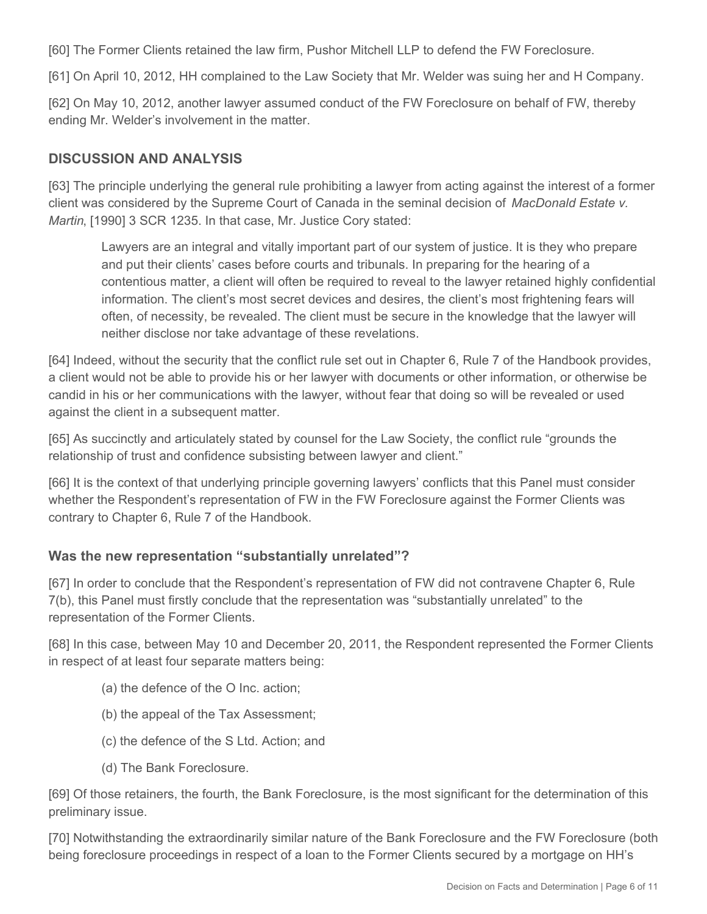[60] The Former Clients retained the law firm, Pushor Mitchell LLP to defend the FW Foreclosure.

[61] On April 10, 2012, HH complained to the Law Society that Mr. Welder was suing her and H Company.

[62] On May 10, 2012, another lawyer assumed conduct of the FW Foreclosure on behalf of FW, thereby ending Mr. Welder's involvement in the matter.

## DISCUSSION AND ANALYSIS

[63] The principle underlying the general rule prohibiting a lawyer from acting against the interest of a former client was considered by the Supreme Court of Canada in the seminal decision of *MacDonald Estate v. Martin*, [1990] 3 SCR 1235. In that case, Mr. Justice Cory stated:

> Lawyers are an integral and vitally important part of our system of justice. It is they who prepare and put their clients' cases before courts and tribunals. In preparing for the hearing of a contentious matter, a client will often be required to reveal to the lawyer retained highly confidential information. The client's most secret devices and desires, the client's most frightening fears will often, of necessity, be revealed. The client must be secure in the knowledge that the lawyer will neither disclose nor take advantage of these revelations.

[64] Indeed, without the security that the conflict rule set out in Chapter 6, Rule 7 of the Handbook provides, a client would not be able to provide his or her lawyer with documents or other information, or otherwise be candid in his or her communications with the lawyer, without fear that doing so will be revealed or used against the client in a subsequent matter.

[65] As succinctly and articulately stated by counsel for the Law Society, the conflict rule "grounds the relationship of trust and confidence subsisting between lawyer and client."

[66] It is the context of that underlying principle governing lawyers' conflicts that this Panel must consider whether the Respondent's representation of FW in the FW Foreclosure against the Former Clients was contrary to Chapter 6, Rule 7 of the Handbook.

### Was the new representation "substantially unrelated"?

[67] In order to conclude that the Respondent's representation of FW did not contravene Chapter 6, Rule 7(b), this Panel must firstly conclude that the representation was "substantially unrelated" to the representation of the Former Clients.

[68] In this case, between May 10 and December 20, 2011, the Respondent represented the Former Clients in respect of at least four separate matters being:

(a) the defence of the O Inc. action;

(b) the appeal of the Tax Assessment;

(c) the defence of the S Ltd. Action; and

(d) The Bank Foreclosure.

[69] Of those retainers, the fourth, the Bank Foreclosure, is the most significant for the determination of this preliminary issue.

[70] Notwithstanding the extraordinarily similar nature of the Bank Foreclosure and the FW Foreclosure (both being foreclosure proceedings in respect of a loan to the Former Clients secured by a mortgage on HH's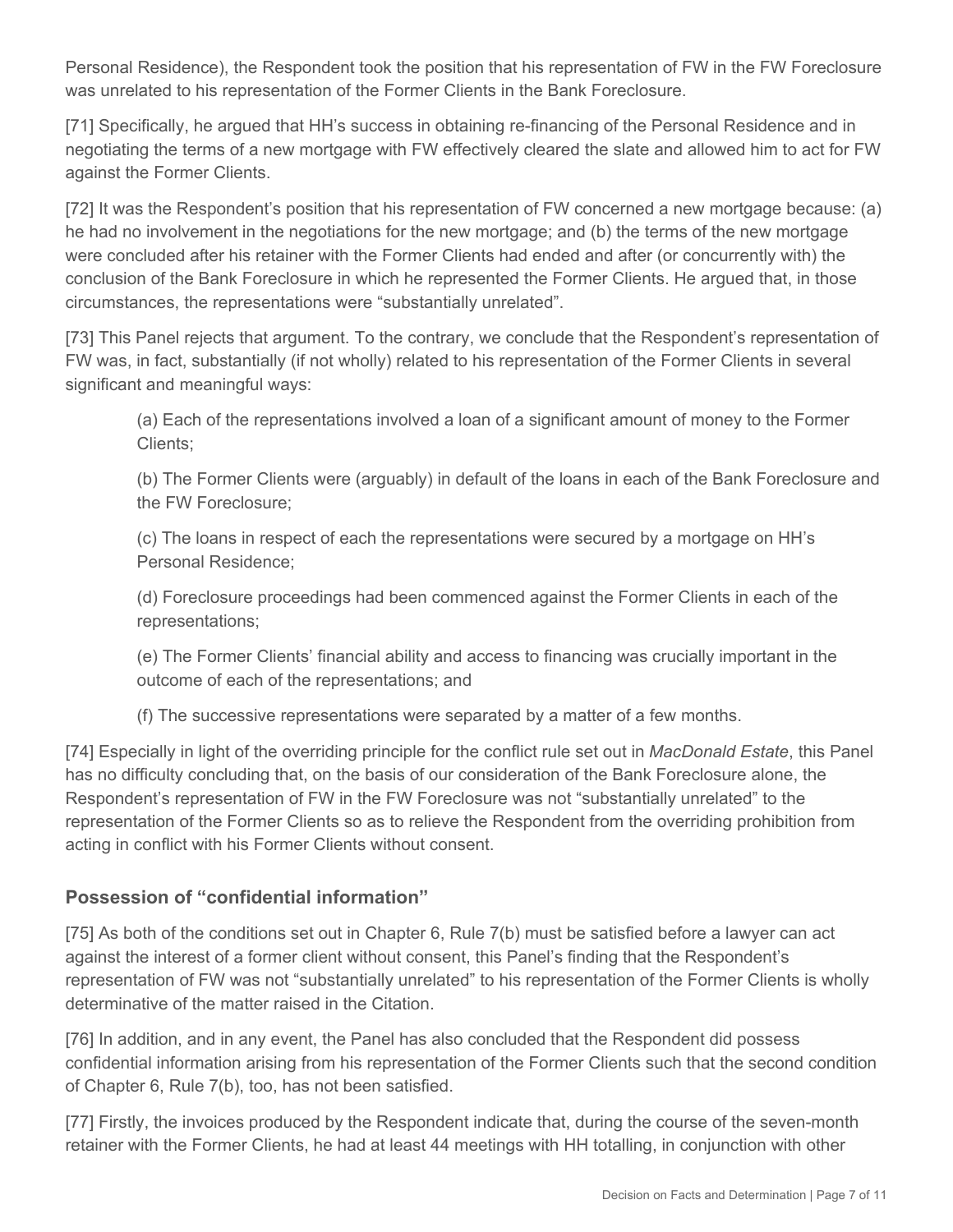Personal Residence), the Respondent took the position that his representation of FW in the FW Foreclosure was unrelated to his representation of the Former Clients in the Bank Foreclosure.

[71] Specifically, he argued that HH's success in obtaining re-financing of the Personal Residence and in negotiating the terms of a new mortgage with FW effectively cleared the slate and allowed him to act for FW against the Former Clients.

[72] It was the Respondent's position that his representation of FW concerned a new mortgage because: (a) he had no involvement in the negotiations for the new mortgage; and (b) the terms of the new mortgage were concluded after his retainer with the Former Clients had ended and after (or concurrently with) the conclusion of the Bank Foreclosure in which he represented the Former Clients. He argued that, in those circumstances, the representations were "substantially unrelated".

[73] This Panel rejects that argument. To the contrary, we conclude that the Respondent's representation of FW was, in fact, substantially (if not wholly) related to his representation of the Former Clients in several significant and meaningful ways:

> (a) Each of the representations involved a loan of a significant amount of money to the Former Clients;
>
> (b) The Former Clients were (arguably) in default of the loans in each of the Bank Foreclosure and the FW Foreclosure;
>
> (c) The loans in respect of each the representations were secured by a mortgage on HH's Personal Residence;
>
> (d) Foreclosure proceedings had been commenced against the Former Clients in each of the representations;
>
> (e) The Former Clients' financial ability and access to financing was crucially important in the outcome of each of the representations; and
>
> (f) The successive representations were separated by a matter of a few months.

[74] Especially in light of the overriding principle for the conflict rule set out in *MacDonald Estate*, this Panel has no difficulty concluding that, on the basis of our consideration of the Bank Foreclosure alone, the Respondent's representation of FW in the FW Foreclosure was not "substantially unrelated" to the representation of the Former Clients so as to relieve the Respondent from the overriding prohibition from acting in conflict with his Former Clients without consent.

## Possession of "confidential information"

[75] As both of the conditions set out in Chapter 6, Rule 7(b) must be satisfied before a lawyer can act against the interest of a former client without consent, this Panel's finding that the Respondent's representation of FW was not "substantially unrelated" to his representation of the Former Clients is wholly determinative of the matter raised in the Citation.

[76] In addition, and in any event, the Panel has also concluded that the Respondent did possess confidential information arising from his representation of the Former Clients such that the second condition of Chapter 6, Rule 7(b), too, has not been satisfied.

[77] Firstly, the invoices produced by the Respondent indicate that, during the course of the seven-month retainer with the Former Clients, he had at least 44 meetings with HH totalling, in conjunction with other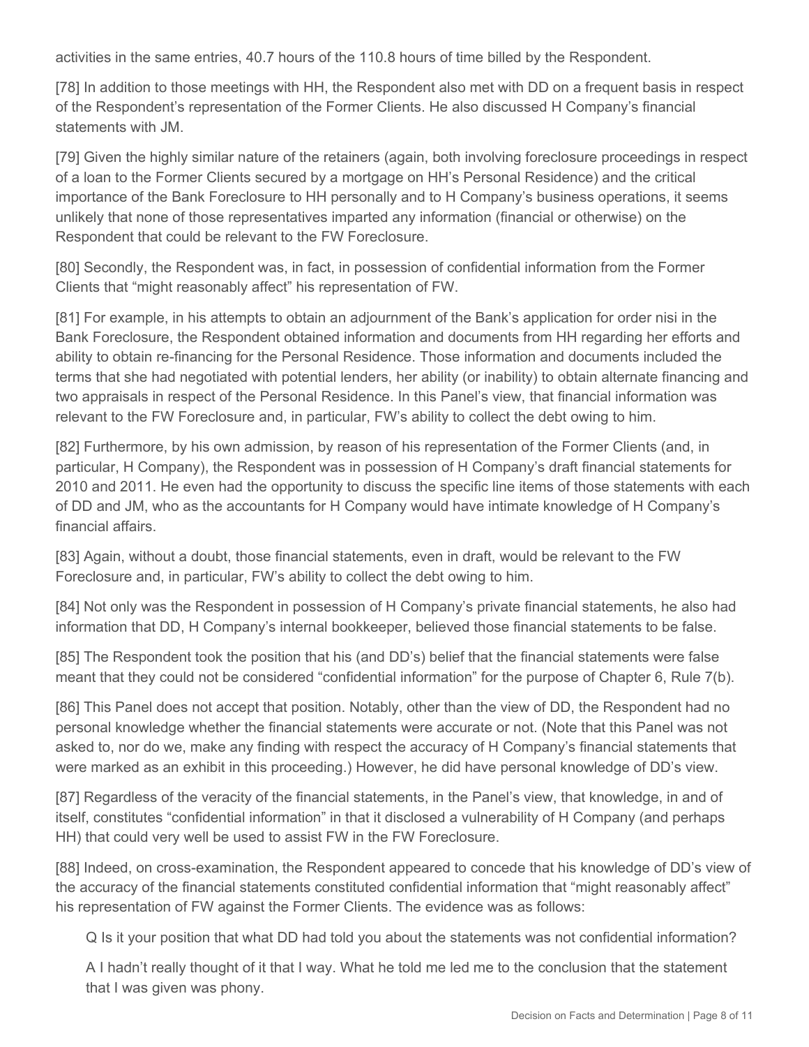activities in the same entries, 40.7 hours of the 110.8 hours of time billed by the Respondent.

[78] In addition to those meetings with HH, the Respondent also met with DD on a frequent basis in respect of the Respondent's representation of the Former Clients. He also discussed H Company's financial statements with JM.

[79] Given the highly similar nature of the retainers (again, both involving foreclosure proceedings in respect of a loan to the Former Clients secured by a mortgage on HH's Personal Residence) and the critical importance of the Bank Foreclosure to HH personally and to H Company's business operations, it seems unlikely that none of those representatives imparted any information (financial or otherwise) on the Respondent that could be relevant to the FW Foreclosure.

[80] Secondly, the Respondent was, in fact, in possession of confidential information from the Former Clients that "might reasonably affect" his representation of FW.

[81] For example, in his attempts to obtain an adjournment of the Bank's application for order nisi in the Bank Foreclosure, the Respondent obtained information and documents from HH regarding her efforts and ability to obtain re-financing for the Personal Residence. Those information and documents included the terms that she had negotiated with potential lenders, her ability (or inability) to obtain alternate financing and two appraisals in respect of the Personal Residence. In this Panel's view, that financial information was relevant to the FW Foreclosure and, in particular, FW's ability to collect the debt owing to him.

[82] Furthermore, by his own admission, by reason of his representation of the Former Clients (and, in particular, H Company), the Respondent was in possession of H Company's draft financial statements for 2010 and 2011. He even had the opportunity to discuss the specific line items of those statements with each of DD and JM, who as the accountants for H Company would have intimate knowledge of H Company's financial affairs.

[83] Again, without a doubt, those financial statements, even in draft, would be relevant to the FW Foreclosure and, in particular, FW's ability to collect the debt owing to him.

[84] Not only was the Respondent in possession of H Company's private financial statements, he also had information that DD, H Company's internal bookkeeper, believed those financial statements to be false.

[85] The Respondent took the position that his (and DD's) belief that the financial statements were false meant that they could not be considered "confidential information" for the purpose of Chapter 6, Rule 7(b).

[86] This Panel does not accept that position. Notably, other than the view of DD, the Respondent had no personal knowledge whether the financial statements were accurate or not. (Note that this Panel was not asked to, nor do we, make any finding with respect the accuracy of H Company's financial statements that were marked as an exhibit in this proceeding.) However, he did have personal knowledge of DD's view.

[87] Regardless of the veracity of the financial statements, in the Panel's view, that knowledge, in and of itself, constitutes "confidential information" in that it disclosed a vulnerability of H Company (and perhaps HH) that could very well be used to assist FW in the FW Foreclosure.

[88] Indeed, on cross-examination, the Respondent appeared to concede that his knowledge of DD's view of the accuracy of the financial statements constituted confidential information that "might reasonably affect" his representation of FW against the Former Clients. The evidence was as follows:

> Q Is it your position that what DD had told you about the statements was not confidential information?
>
> A I hadn't really thought of it that I way. What he told me led me to the conclusion that the statement that I was given was phony.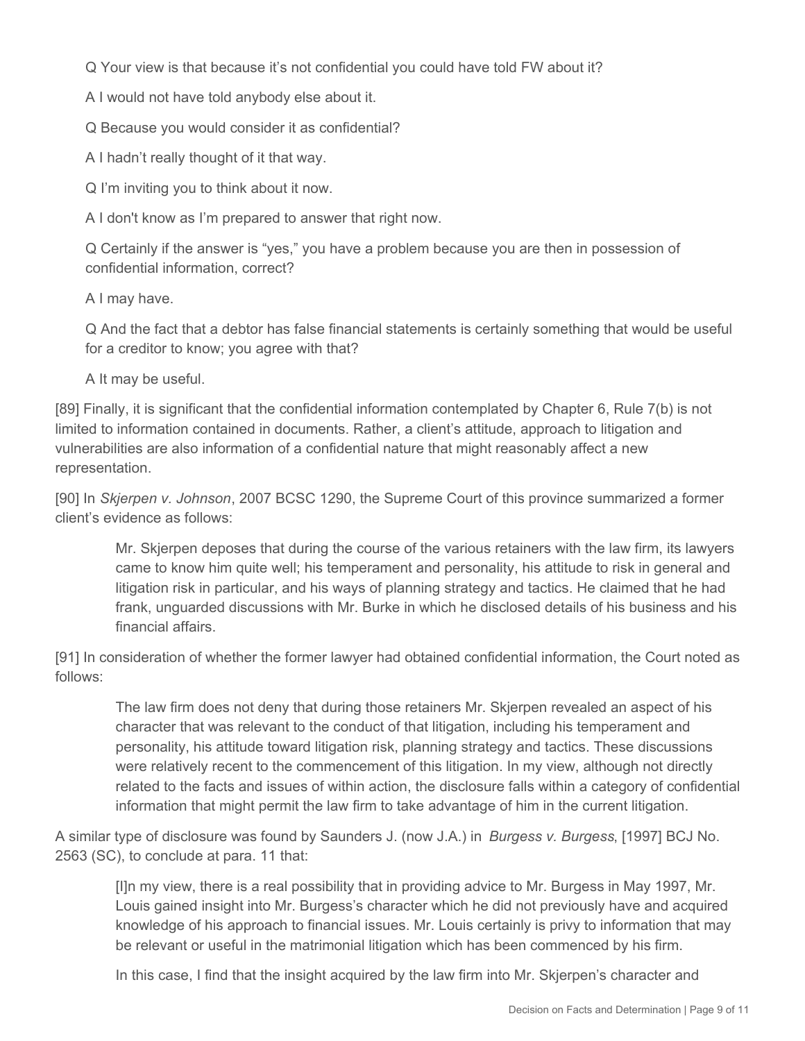Q Your view is that because it's not confidential you could have told FW about it?

A I would not have told anybody else about it.

Q Because you would consider it as confidential?

A I hadn't really thought of it that way.

Q I'm inviting you to think about it now.

A I don't know as I'm prepared to answer that right now.

Q Certainly if the answer is "yes," you have a problem because you are then in possession of confidential information, correct?

A I may have.

Q And the fact that a debtor has false financial statements is certainly something that would be useful for a creditor to know; you agree with that?

A It may be useful.

[89] Finally, it is significant that the confidential information contemplated by Chapter 6, Rule 7(b) is not limited to information contained in documents. Rather, a client's attitude, approach to litigation and vulnerabilities are also information of a confidential nature that might reasonably affect a new representation.

[90] In *Skjerpen v. Johnson*, 2007 BCSC 1290, the Supreme Court of this province summarized a former client's evidence as follows:

> Mr. Skjerpen deposes that during the course of the various retainers with the law firm, its lawyers came to know him quite well; his temperament and personality, his attitude to risk in general and litigation risk in particular, and his ways of planning strategy and tactics. He claimed that he had frank, unguarded discussions with Mr. Burke in which he disclosed details of his business and his financial affairs.

[91] In consideration of whether the former lawyer had obtained confidential information, the Court noted as follows:

> The law firm does not deny that during those retainers Mr. Skjerpen revealed an aspect of his character that was relevant to the conduct of that litigation, including his temperament and personality, his attitude toward litigation risk, planning strategy and tactics. These discussions were relatively recent to the commencement of this litigation. In my view, although not directly related to the facts and issues of within action, the disclosure falls within a category of confidential information that might permit the law firm to take advantage of him in the current litigation.

A similar type of disclosure was found by Saunders J. (now J.A.) in *Burgess v. Burgess*, [1997] BCJ No. 2563 (SC), to conclude at para. 11 that:

> [I]n my view, there is a real possibility that in providing advice to Mr. Burgess in May 1997, Mr. Louis gained insight into Mr. Burgess's character which he did not previously have and acquired knowledge of his approach to financial issues. Mr. Louis certainly is privy to information that may be relevant or useful in the matrimonial litigation which has been commenced by his firm.
>
> In this case, I find that the insight acquired by the law firm into Mr. Skjerpen's character and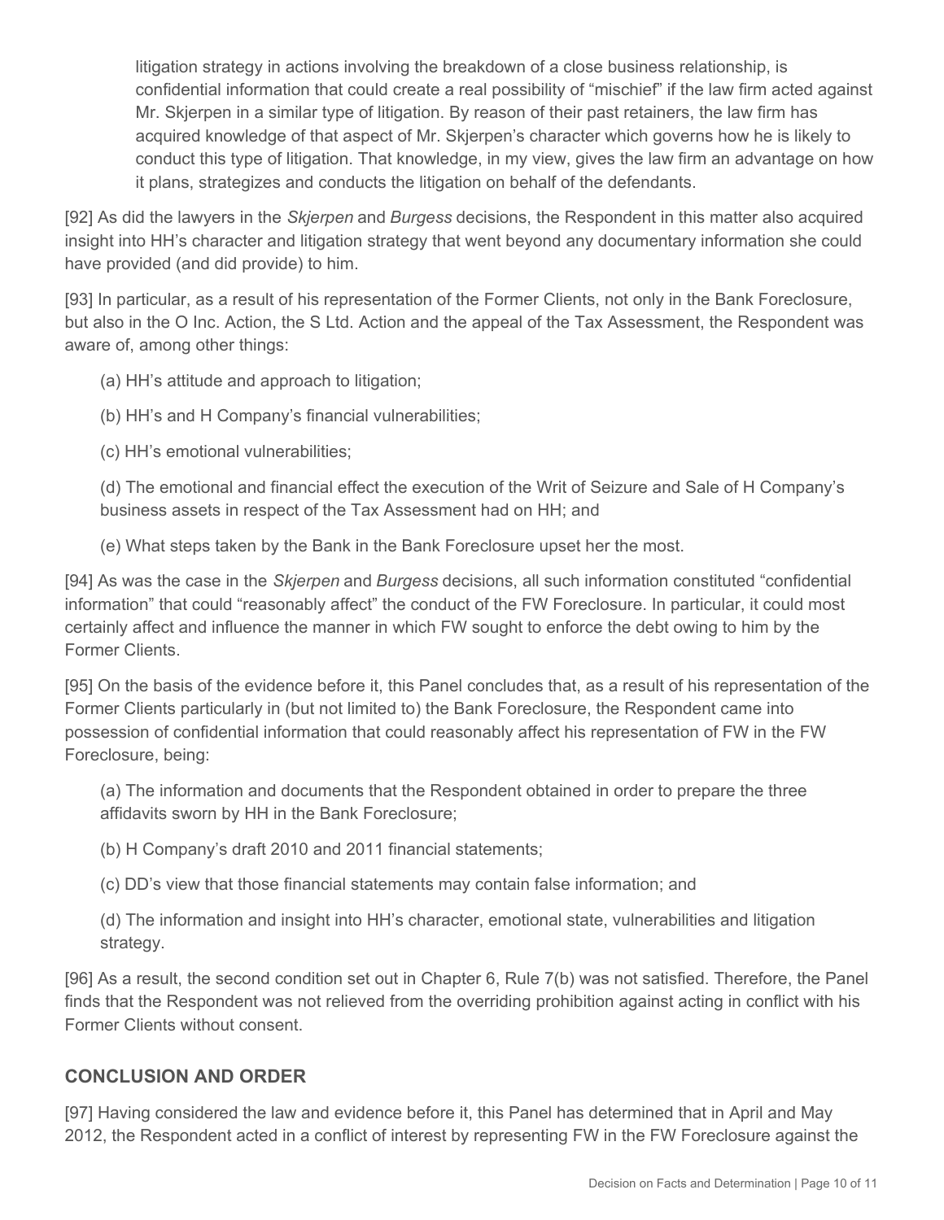> litigation strategy in actions involving the breakdown of a close business relationship, is confidential information that could create a real possibility of "mischief" if the law firm acted against Mr. Skjerpen in a similar type of litigation. By reason of their past retainers, the law firm has acquired knowledge of that aspect of Mr. Skjerpen's character which governs how he is likely to conduct this type of litigation. That knowledge, in my view, gives the law firm an advantage on how it plans, strategizes and conducts the litigation on behalf of the defendants.

[92] As did the lawyers in the *Skjerpen* and *Burgess* decisions, the Respondent in this matter also acquired insight into HH's character and litigation strategy that went beyond any documentary information she could have provided (and did provide) to him.

[93] In particular, as a result of his representation of the Former Clients, not only in the Bank Foreclosure, but also in the O Inc. Action, the S Ltd. Action and the appeal of the Tax Assessment, the Respondent was aware of, among other things:

(a) HH's attitude and approach to litigation;

(b) HH's and H Company's financial vulnerabilities;

(c) HH's emotional vulnerabilities;

(d) The emotional and financial effect the execution of the Writ of Seizure and Sale of H Company's business assets in respect of the Tax Assessment had on HH; and

(e) What steps taken by the Bank in the Bank Foreclosure upset her the most.

[94] As was the case in the *Skjerpen* and *Burgess* decisions, all such information constituted "confidential information" that could "reasonably affect" the conduct of the FW Foreclosure. In particular, it could most certainly affect and influence the manner in which FW sought to enforce the debt owing to him by the Former Clients.

[95] On the basis of the evidence before it, this Panel concludes that, as a result of his representation of the Former Clients particularly in (but not limited to) the Bank Foreclosure, the Respondent came into possession of confidential information that could reasonably affect his representation of FW in the FW Foreclosure, being:

(a) The information and documents that the Respondent obtained in order to prepare the three affidavits sworn by HH in the Bank Foreclosure;

(b) H Company's draft 2010 and 2011 financial statements;

(c) DD's view that those financial statements may contain false information; and

(d) The information and insight into HH's character, emotional state, vulnerabilities and litigation strategy.

[96] As a result, the second condition set out in Chapter 6, Rule 7(b) was not satisfied. Therefore, the Panel finds that the Respondent was not relieved from the overriding prohibition against acting in conflict with his Former Clients without consent.

## CONCLUSION AND ORDER

[97] Having considered the law and evidence before it, this Panel has determined that in April and May 2012, the Respondent acted in a conflict of interest by representing FW in the FW Foreclosure against the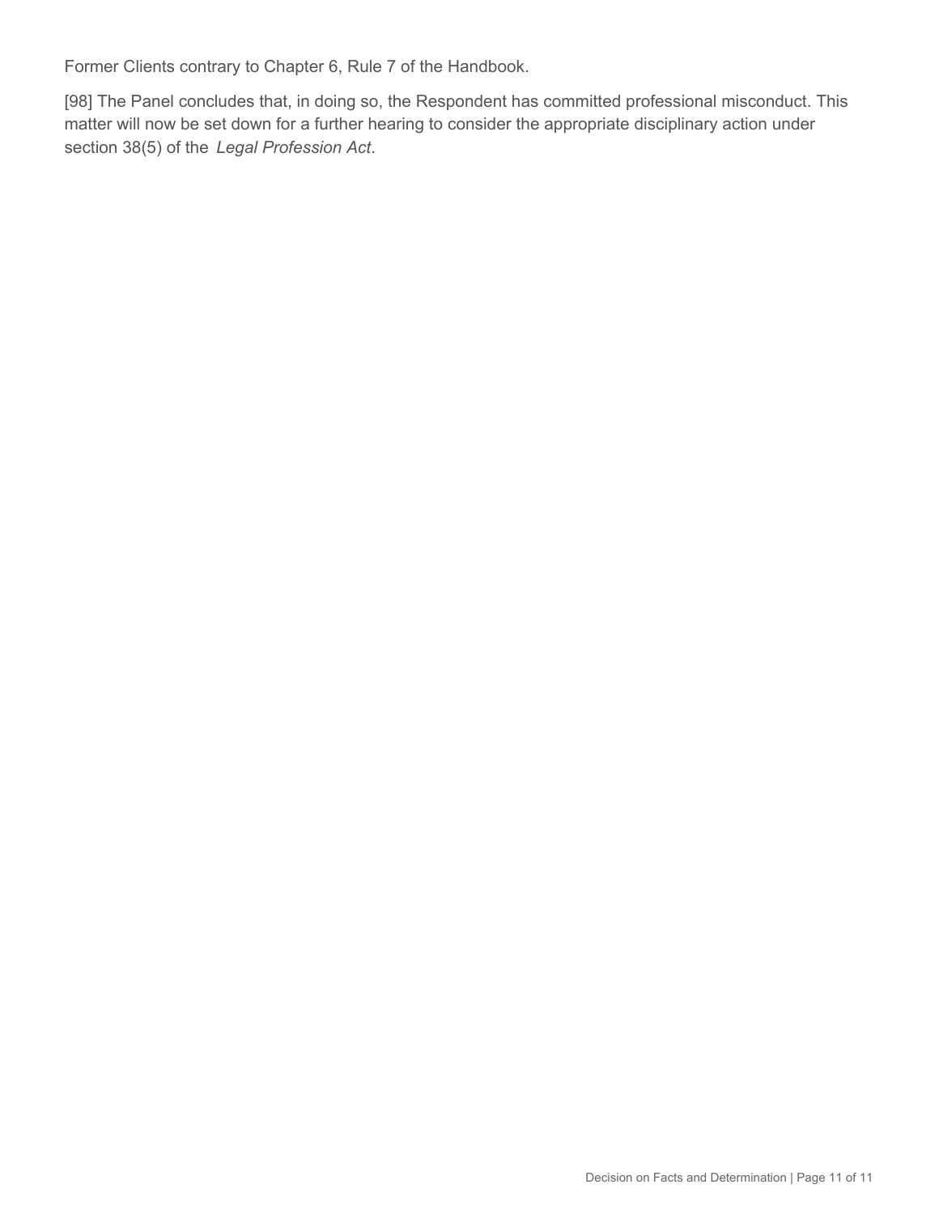Former Clients contrary to Chapter 6, Rule 7 of the Handbook.

[98] The Panel concludes that, in doing so, the Respondent has committed professional misconduct. This matter will now be set down for a further hearing to consider the appropriate disciplinary action under section 38(5) of the *Legal Profession Act*.